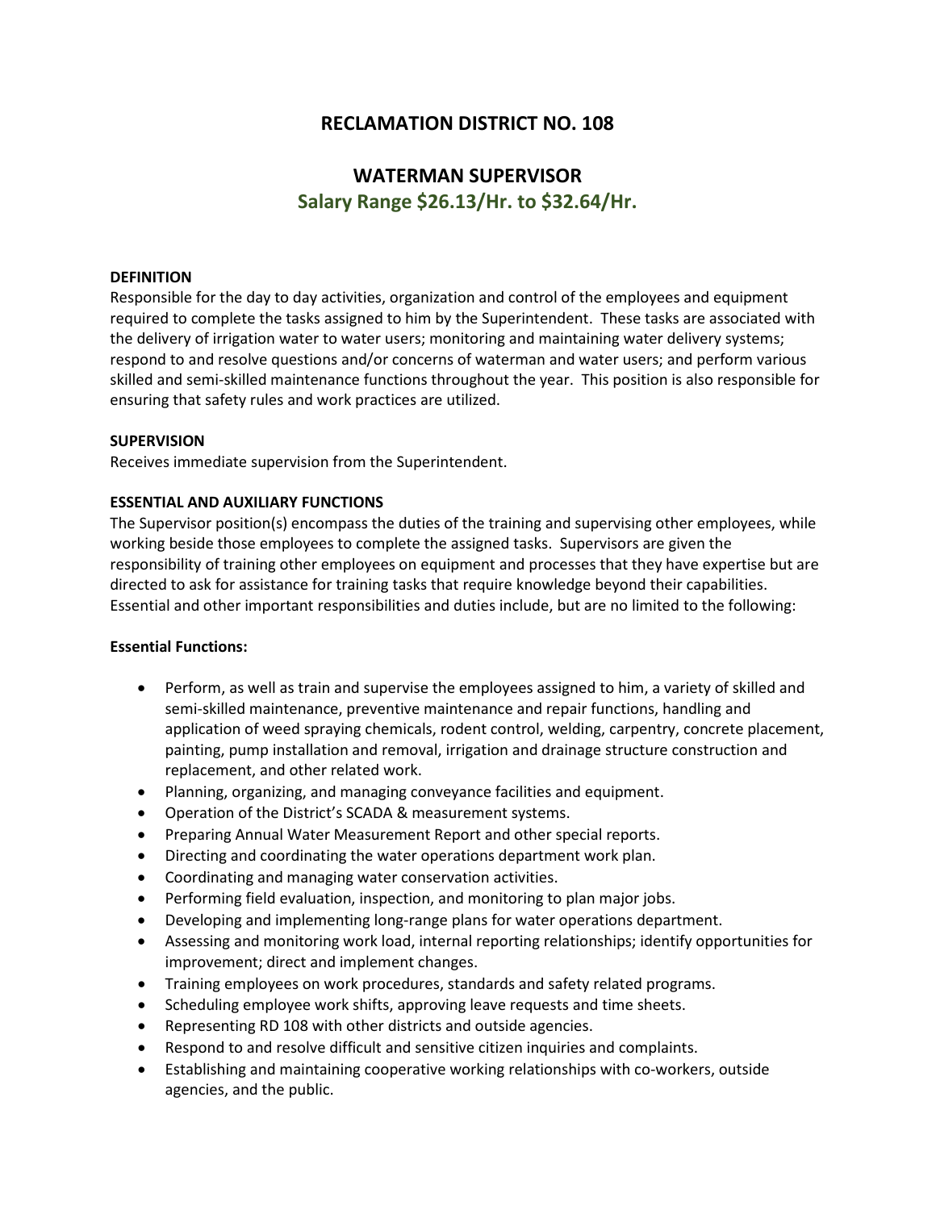# RECLAMATION DISTRICT NO. 108

## WATERMAN SUPERVISOR

## Salary Range $26.13/Hr. to $32.64/Hr.

**DEFINITION**

Responsible for the day to day activities, organization and control of the employees and equipment required to complete the tasks assigned to him by the Superintendent. These tasks are associated with the delivery of irrigation water to water users; monitoring and maintaining water delivery systems; respond to and resolve questions and/or concerns of waterman and water users; and perform various skilled and semi-skilled maintenance functions throughout the year. This position is also responsible for ensuring that safety rules and work practices are utilized.

**SUPERVISION**

Receives immediate supervision from the Superintendent.

**ESSENTIAL AND AUXILIARY FUNCTIONS**

The Supervisor position(s) encompass the duties of the training and supervising other employees, while working beside those employees to complete the assigned tasks. Supervisors are given the responsibility of training other employees on equipment and processes that they have expertise but are directed to ask for assistance for training tasks that require knowledge beyond their capabilities. Essential and other important responsibilities and duties include, but are no limited to the following:

**Essential Functions:**

- Perform, as well as train and supervise the employees assigned to him, a variety of skilled and semi-skilled maintenance, preventive maintenance and repair functions, handling and application of weed spraying chemicals, rodent control, welding, carpentry, concrete placement, painting, pump installation and removal, irrigation and drainage structure construction and replacement, and other related work.
- Planning, organizing, and managing conveyance facilities and equipment.
- Operation of the District's SCADA & measurement systems.
- Preparing Annual Water Measurement Report and other special reports.
- Directing and coordinating the water operations department work plan.
- Coordinating and managing water conservation activities.
- Performing field evaluation, inspection, and monitoring to plan major jobs.
- Developing and implementing long-range plans for water operations department.
- Assessing and monitoring work load, internal reporting relationships; identify opportunities for improvement; direct and implement changes.
- Training employees on work procedures, standards and safety related programs.
- Scheduling employee work shifts, approving leave requests and time sheets.
- Representing RD 108 with other districts and outside agencies.
- Respond to and resolve difficult and sensitive citizen inquiries and complaints.
- Establishing and maintaining cooperative working relationships with co-workers, outside agencies, and the public.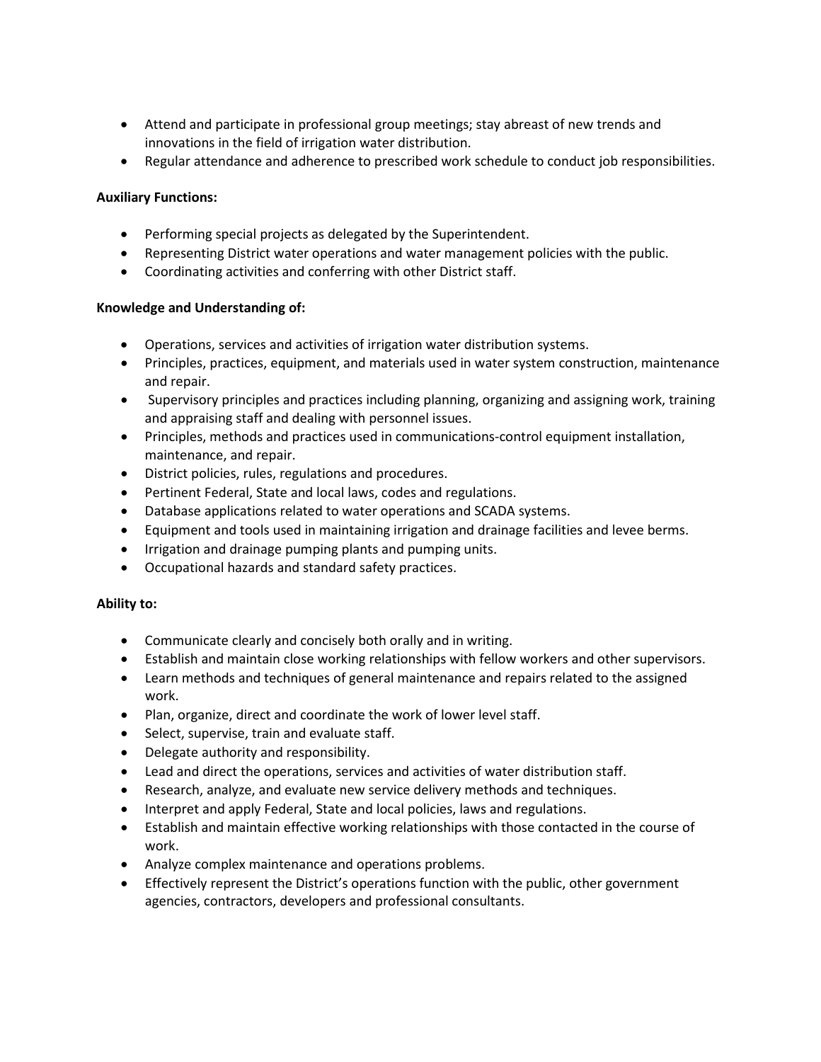- Attend and participate in professional group meetings; stay abreast of new trends and innovations in the field of irrigation water distribution.
- Regular attendance and adherence to prescribed work schedule to conduct job responsibilities.

**Auxiliary Functions:**

- Performing special projects as delegated by the Superintendent.
- Representing District water operations and water management policies with the public.
- Coordinating activities and conferring with other District staff.

**Knowledge and Understanding of:**

- Operations, services and activities of irrigation water distribution systems.
- Principles, practices, equipment, and materials used in water system construction, maintenance and repair.
- Supervisory principles and practices including planning, organizing and assigning work, training and appraising staff and dealing with personnel issues.
- Principles, methods and practices used in communications-control equipment installation, maintenance, and repair.
- District policies, rules, regulations and procedures.
- Pertinent Federal, State and local laws, codes and regulations.
- Database applications related to water operations and SCADA systems.
- Equipment and tools used in maintaining irrigation and drainage facilities and levee berms.
- Irrigation and drainage pumping plants and pumping units.
- Occupational hazards and standard safety practices.

**Ability to:**

- Communicate clearly and concisely both orally and in writing.
- Establish and maintain close working relationships with fellow workers and other supervisors.
- Learn methods and techniques of general maintenance and repairs related to the assigned work.
- Plan, organize, direct and coordinate the work of lower level staff.
- Select, supervise, train and evaluate staff.
- Delegate authority and responsibility.
- Lead and direct the operations, services and activities of water distribution staff.
- Research, analyze, and evaluate new service delivery methods and techniques.
- Interpret and apply Federal, State and local policies, laws and regulations.
- Establish and maintain effective working relationships with those contacted in the course of work.
- Analyze complex maintenance and operations problems.
- Effectively represent the District's operations function with the public, other government agencies, contractors, developers and professional consultants.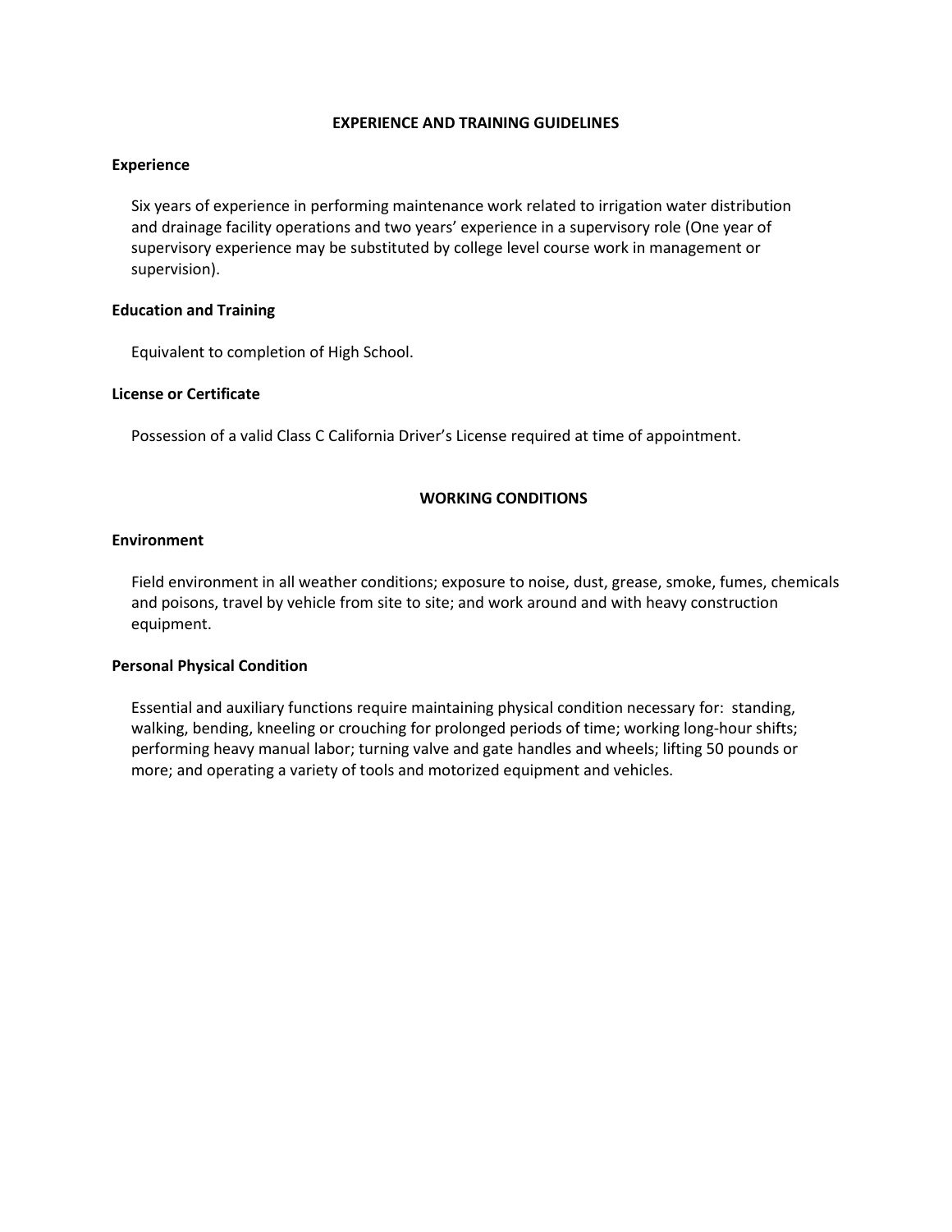## EXPERIENCE AND TRAINING GUIDELINES

### Experience

Six years of experience in performing maintenance work related to irrigation water distribution and drainage facility operations and two years' experience in a supervisory role (One year of supervisory experience may be substituted by college level course work in management or supervision).

### Education and Training

Equivalent to completion of High School.

### License or Certificate

Possession of a valid Class C California Driver's License required at time of appointment.

## WORKING CONDITIONS

### Environment

Field environment in all weather conditions; exposure to noise, dust, grease, smoke, fumes, chemicals and poisons, travel by vehicle from site to site; and work around and with heavy construction equipment.

### Personal Physical Condition

Essential and auxiliary functions require maintaining physical condition necessary for: standing, walking, bending, kneeling or crouching for prolonged periods of time; working long-hour shifts; performing heavy manual labor; turning valve and gate handles and wheels; lifting 50 pounds or more; and operating a variety of tools and motorized equipment and vehicles.